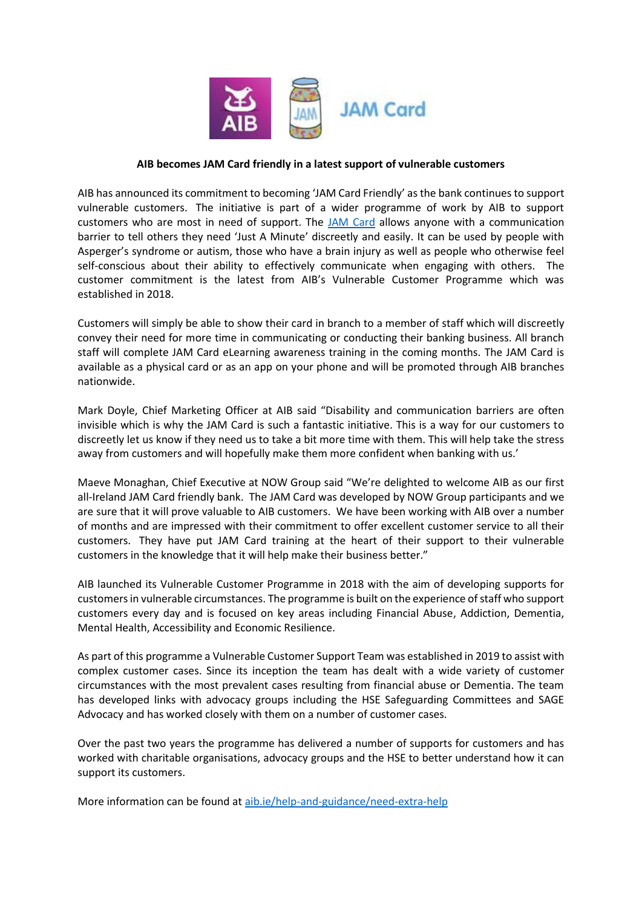**AIB becomes JAM Card friendly in a latest support of vulnerable customers**

AIB has announced its commitment to becoming 'JAM Card Friendly' as the bank continues to support vulnerable customers. The initiative is part of a wider programme of work by AIB to support customers who are most in need of support. The JAM Card allows anyone with a communication barrier to tell others they need 'Just A Minute' discreetly and easily. It can be used by people with Asperger's syndrome or autism, those who have a brain injury as well as people who otherwise feel self-conscious about their ability to effectively communicate when engaging with others. The customer commitment is the latest from AIB's Vulnerable Customer Programme which was established in 2018.

Customers will simply be able to show their card in branch to a member of staff which will discreetly convey their need for more time in communicating or conducting their banking business. All branch staff will complete JAM Card eLearning awareness training in the coming months. The JAM Card is available as a physical card or as an app on your phone and will be promoted through AIB branches nationwide.

Mark Doyle, Chief Marketing Officer at AIB said "Disability and communication barriers are often invisible which is why the JAM Card is such a fantastic initiative. This is a way for our customers to discreetly let us know if they need us to take a bit more time with them. This will help take the stress away from customers and will hopefully make them more confident when banking with us.'

Maeve Monaghan, Chief Executive at NOW Group said "We're delighted to welcome AIB as our first all-Ireland JAM Card friendly bank. The JAM Card was developed by NOW Group participants and we are sure that it will prove valuable to AIB customers. We have been working with AIB over a number of months and are impressed with their commitment to offer excellent customer service to all their customers. They have put JAM Card training at the heart of their support to their vulnerable customers in the knowledge that it will help make their business better."

AIB launched its Vulnerable Customer Programme in 2018 with the aim of developing supports for customers in vulnerable circumstances. The programme is built on the experience of staff who support customers every day and is focused on key areas including Financial Abuse, Addiction, Dementia, Mental Health, Accessibility and Economic Resilience.

As part of this programme a Vulnerable Customer Support Team was established in 2019 to assist with complex customer cases. Since its inception the team has dealt with a wide variety of customer circumstances with the most prevalent cases resulting from financial abuse or Dementia. The team has developed links with advocacy groups including the HSE Safeguarding Committees and SAGE Advocacy and has worked closely with them on a number of customer cases.

Over the past two years the programme has delivered a number of supports for customers and has worked with charitable organisations, advocacy groups and the HSE to better understand how it can support its customers.

More information can be found at aib.ie/help-and-guidance/need-extra-help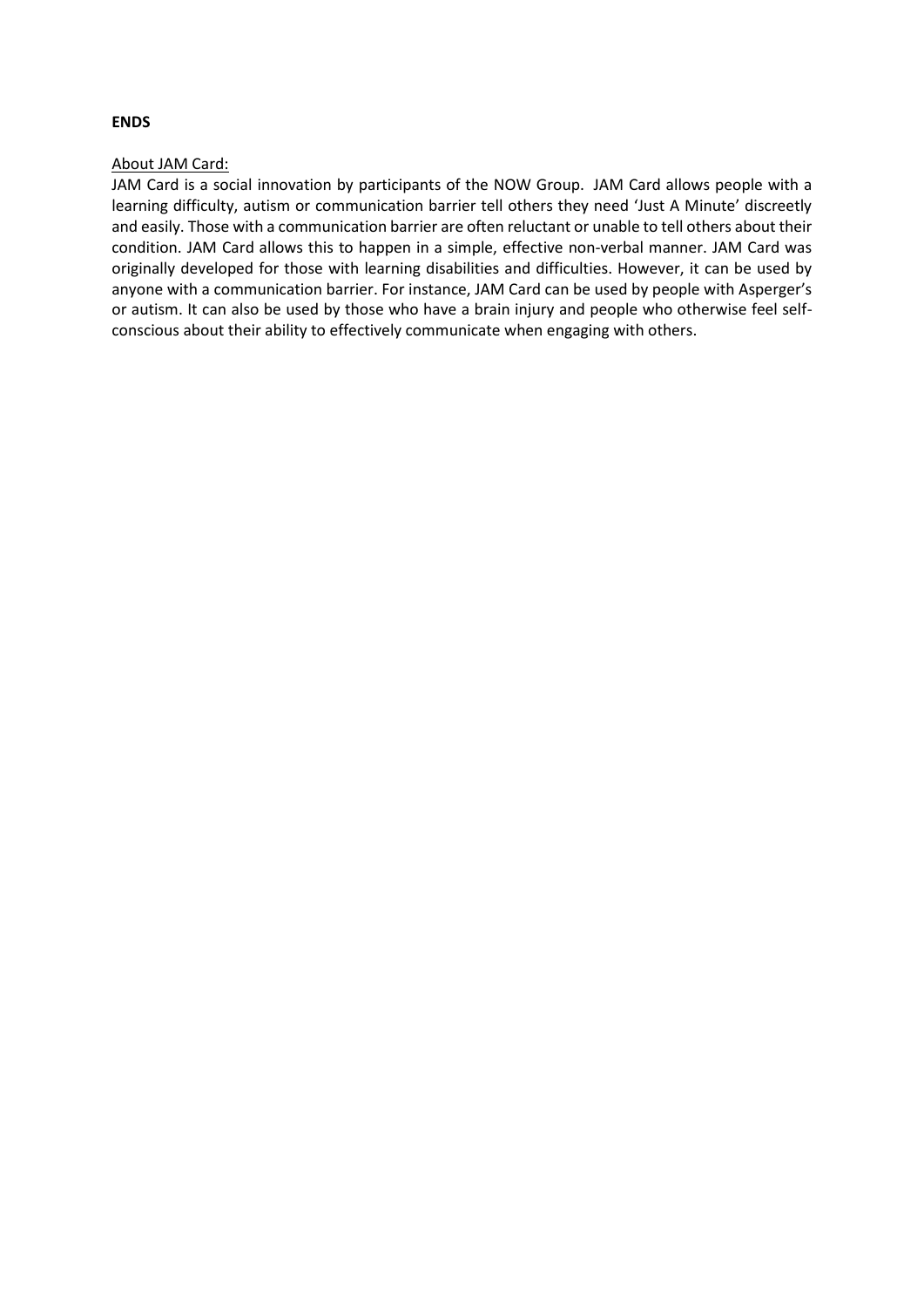**ENDS**

<u>About JAM Card:</u>

JAM Card is a social innovation by participants of the NOW Group. JAM Card allows people with a learning difficulty, autism or communication barrier tell others they need 'Just A Minute' discreetly and easily. Those with a communication barrier are often reluctant or unable to tell others about their condition. JAM Card allows this to happen in a simple, effective non-verbal manner. JAM Card was originally developed for those with learning disabilities and difficulties. However, it can be used by anyone with a communication barrier. For instance, JAM Card can be used by people with Asperger's or autism. It can also be used by those who have a brain injury and people who otherwise feel self-conscious about their ability to effectively communicate when engaging with others.